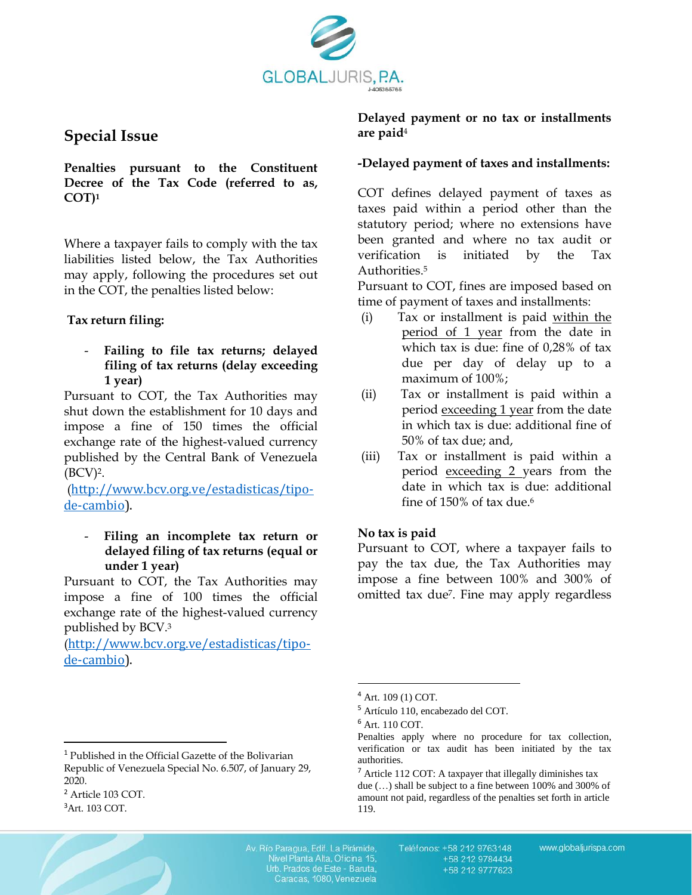## Special Issue

**Penalties pursuant to the Constituent Decree of the Tax Code (referred to as, COT)**[1]

Where a taxpayer fails to comply with the tax liabilities listed below, the Tax Authorities may apply, following the procedures set out in the COT, the penalties listed below:

**Tax return filing:**

- **Failing to file tax returns; delayed filing of tax returns (delay exceeding 1 year)**

Pursuant to COT, the Tax Authorities may shut down the establishment for 10 days and impose a fine of 150 times the official exchange rate of the highest-valued currency published by the Central Bank of Venezuela (BCV)[2].

(http://www.bcv.org.ve/estadisticas/tipo-de-cambio).

- **Filing an incomplete tax return or delayed filing of tax returns (equal or under 1 year)**

Pursuant to COT, the Tax Authorities may impose a fine of 100 times the official exchange rate of the highest-valued currency published by BCV.[3]

(http://www.bcv.org.ve/estadisticas/tipo-de-cambio).

**Delayed payment or no tax or installments are paid**[4]

**-Delayed payment of taxes and installments:**

COT defines delayed payment of taxes as taxes paid within a period other than the statutory period; where no extensions have been granted and where no tax audit or verification is initiated by the Tax Authorities.[5]

Pursuant to COT, fines are imposed based on time of payment of taxes and installments:

(i) Tax or installment is paid <u>within the period of 1 year</u> from the date in which tax is due: fine of 0,28% of tax due per day of delay up to a maximum of 100%;

(ii) Tax or installment is paid within a period <u>exceeding 1 year</u> from the date in which tax is due: additional fine of 50% of tax due; and,

(iii) Tax or installment is paid within a period <u>exceeding 2 years</u> from the date in which tax is due: additional fine of 150% of tax due.[6]

**No tax is paid**

Pursuant to COT, where a taxpayer fails to pay the tax due, the Tax Authorities may impose a fine between 100% and 300% of omitted tax due[7]. Fine may apply regardless

---

[1] Published in the Official Gazette of the Bolivarian Republic of Venezuela Special No. 6.507, of January 29, 2020.

[2] Article 103 COT.

[3] Art. 103 COT.

[4] Art. 109 (1) COT.

[5] Artículo 110, encabezado del COT.

[6] Art. 110 COT.
Penalties apply where no procedure for tax collection, verification or tax audit has been initiated by the tax authorities.

[7] Article 112 COT: A taxpayer that illegally diminishes tax due (…) shall be subject to a fine between 100% and 300% of amount not paid, regardless of the penalties set forth in article 119.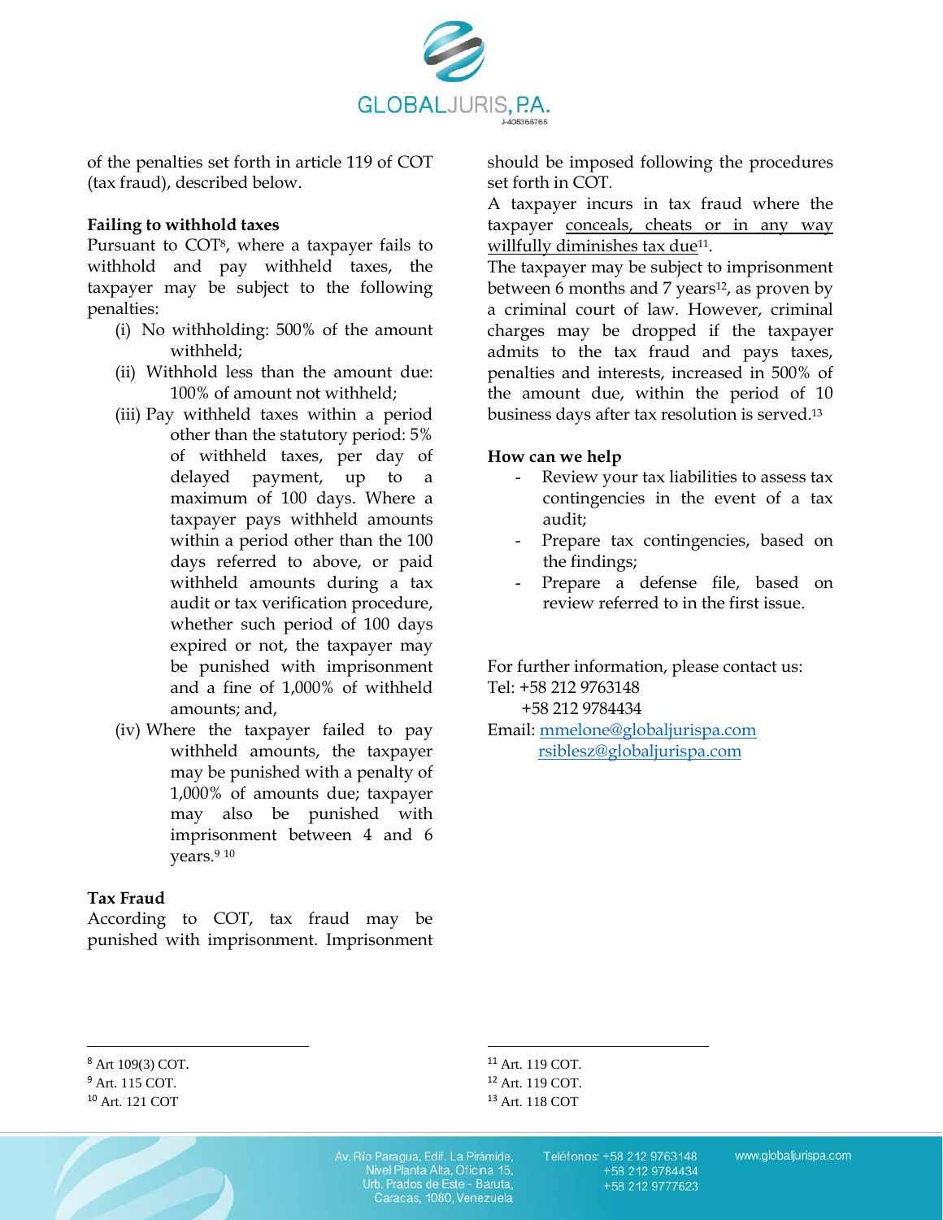of the penalties set forth in article 119 of COT (tax fraud), described below.

**Failing to withhold taxes**

Pursuant to COT[8], where a taxpayer fails to withhold and pay withheld taxes, the taxpayer may be subject to the following penalties:

- (i) No withholding: 500% of the amount withheld;
- (ii) Withhold less than the amount due: 100% of amount not withheld;
- (iii) Pay withheld taxes within a period other than the statutory period: 5% of withheld taxes, per day of delayed payment, up to a maximum of 100 days. Where a taxpayer pays withheld amounts within a period other than the 100 days referred to above, or paid withheld amounts during a tax audit or tax verification procedure, whether such period of 100 days expired or not, the taxpayer may be punished with imprisonment and a fine of 1,000% of withheld amounts; and,
- (iv) Where the taxpayer failed to pay withheld amounts, the taxpayer may be punished with a penalty of 1,000% of amounts due; taxpayer may also be punished with imprisonment between 4 and 6 years.[9] [10]

**Tax Fraud**

According to COT, tax fraud may be punished with imprisonment. Imprisonment should be imposed following the procedures set forth in COT.

A taxpayer incurs in tax fraud where the taxpayer conceals, cheats or in any way willfully diminishes tax due[11].

The taxpayer may be subject to imprisonment between 6 months and 7 years[12], as proven by a criminal court of law. However, criminal charges may be dropped if the taxpayer admits to the tax fraud and pays taxes, penalties and interests, increased in 500% of the amount due, within the period of 10 business days after tax resolution is served.[13]

**How can we help**

- Review your tax liabilities to assess tax contingencies in the event of a tax audit;
- Prepare tax contingencies, based on the findings;
- Prepare a defense file, based on review referred to in the first issue.

For further information, please contact us:
Tel: +58 212 9763148
+58 212 9784434
Email: mmelone@globaljurispa.com
rsiblesz@globaljurispa.com

---

[8] Art 109(3) COT.
[9] Art. 115 COT.
[10] Art. 121 COT
[11] Art. 119 COT.
[12] Art. 119 COT.
[13] Art. 118 COT